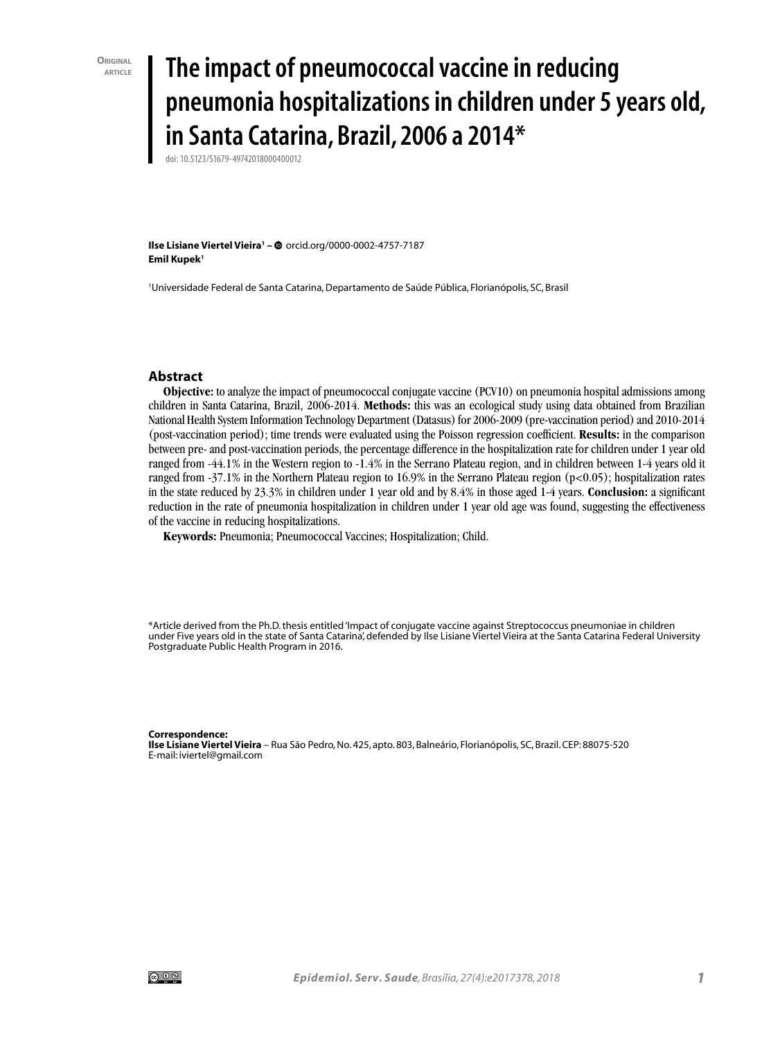Original article

# The impact of pneumococcal vaccine in reducing pneumonia hospitalizations in children under 5 years old, in Santa Catarina, Brazil, 2006 a 2014*

doi: 10.5123/S1679-49742018000400012

**Ilse Lisiane Viertel Vieira**[1] – orcid.org/0000-0002-4757-7187
**Emil Kupek**[1]

[1]Universidade Federal de Santa Catarina, Departamento de Saúde Pública, Florianópolis, SC, Brasil

## Abstract

**Objective:** to analyze the impact of pneumococcal conjugate vaccine (PCV10) on pneumonia hospital admissions among children in Santa Catarina, Brazil, 2006-2014. **Methods:** this was an ecological study using data obtained from Brazilian National Health System Information Technology Department (Datasus) for 2006-2009 (pre-vaccination period) and 2010-2014 (post-vaccination period); time trends were evaluated using the Poisson regression coefficient. **Results:** in the comparison between pre- and post-vaccination periods, the percentage difference in the hospitalization rate for children under 1 year old ranged from -44.1% in the Western region to -1.4% in the Serrano Plateau region, and in children between 1-4 years old it ranged from -37.1% in the Northern Plateau region to 16.9% in the Serrano Plateau region ($p<0.05$); hospitalization rates in the state reduced by 23.3% in children under 1 year old and by 8.4% in those aged 1-4 years. **Conclusion:** a significant reduction in the rate of pneumonia hospitalization in children under 1 year old age was found, suggesting the effectiveness of the vaccine in reducing hospitalizations.

**Keywords:** Pneumonia; Pneumococcal Vaccines; Hospitalization; Child.

*Article derived from the Ph.D. thesis entitled 'Impact of conjugate vaccine against Streptococcus pneumoniae in children under Five years old in the state of Santa Catarina', defended by Ilse Lisiane Viertel Vieira at the Santa Catarina Federal University Postgraduate Public Health Program in 2016.

**Correspondence:**
**Ilse Lisiane Viertel Vieira** – Rua São Pedro, No. 425, apto. 803, Balneário, Florianópolis, SC, Brazil. CEP: 88075-520
E-mail: iviertel@gmail.com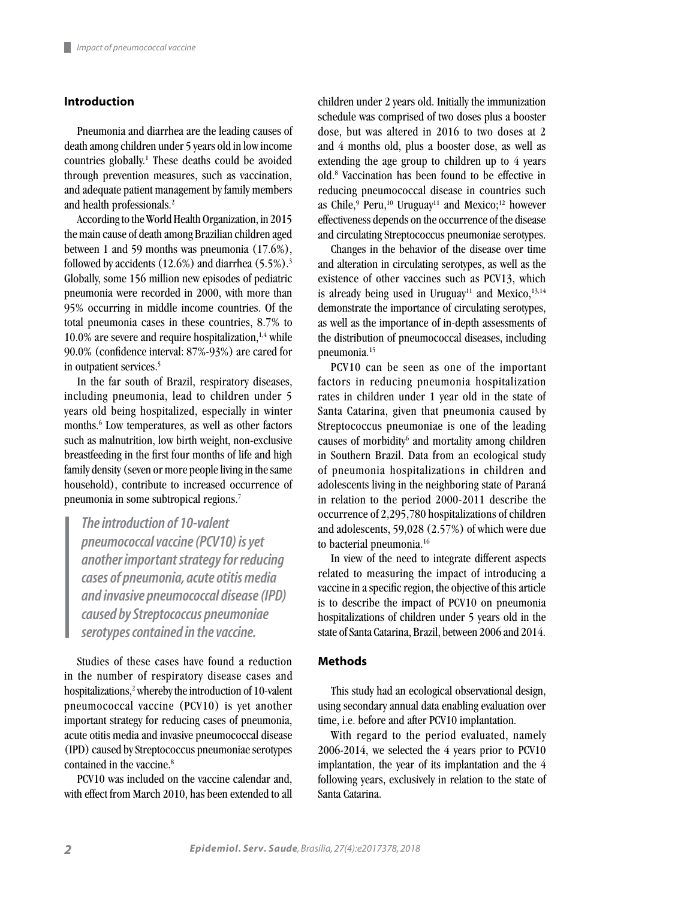## Introduction

Pneumonia and diarrhea are the leading causes of death among children under 5 years old in low income countries globally.[1] These deaths could be avoided through prevention measures, such as vaccination, and adequate patient management by family members and health professionals.[2]

According to the World Health Organization, in 2015 the main cause of death among Brazilian children aged between 1 and 59 months was pneumonia (17.6%), followed by accidents (12.6%) and diarrhea (5.5%).[3] Globally, some 156 million new episodes of pediatric pneumonia were recorded in 2000, with more than 95% occurring in middle income countries. Of the total pneumonia cases in these countries, 8.7% to 10.0% are severe and require hospitalization,[1,4] while 90.0% (confidence interval: 87%-93%) are cared for in outpatient services.[5]

In the far south of Brazil, respiratory diseases, including pneumonia, lead to children under 5 years old being hospitalized, especially in winter months.[6] Low temperatures, as well as other factors such as malnutrition, low birth weight, non-exclusive breastfeeding in the first four months of life and high family density (seven or more people living in the same household), contribute to increased occurrence of pneumonia in some subtropical regions.[7]

> *The introduction of 10-valent pneumococcal vaccine (PCV10) is yet another important strategy for reducing cases of pneumonia, acute otitis media and invasive pneumococcal disease (IPD) caused by Streptococcus pneumoniae serotypes contained in the vaccine.*

Studies of these cases have found a reduction in the number of respiratory disease cases and hospitalizations,[2] whereby the introduction of 10-valent pneumococcal vaccine (PCV10) is yet another important strategy for reducing cases of pneumonia, acute otitis media and invasive pneumococcal disease (IPD) caused by Streptococcus pneumoniae serotypes contained in the vaccine.[8]

PCV10 was included on the vaccine calendar and, with effect from March 2010, has been extended to all children under 2 years old. Initially the immunization schedule was comprised of two doses plus a booster dose, but was altered in 2016 to two doses at 2 and 4 months old, plus a booster dose, as well as extending the age group to children up to 4 years old.[8] Vaccination has been found to be effective in reducing pneumococcal disease in countries such as Chile,[9] Peru,[10] Uruguay[11] and Mexico;[12] however effectiveness depends on the occurrence of the disease and circulating Streptococcus pneumoniae serotypes.

Changes in the behavior of the disease over time and alteration in circulating serotypes, as well as the existence of other vaccines such as PCV13, which is already being used in Uruguay[11] and Mexico,[13,14] demonstrate the importance of circulating serotypes, as well as the importance of in-depth assessments of the distribution of pneumococcal diseases, including pneumonia.[15]

PCV10 can be seen as one of the important factors in reducing pneumonia hospitalization rates in children under 1 year old in the state of Santa Catarina, given that pneumonia caused by Streptococcus pneumoniae is one of the leading causes of morbidity[6] and mortality among children in Southern Brazil. Data from an ecological study of pneumonia hospitalizations in children and adolescents living in the neighboring state of Paraná in relation to the period 2000-2011 describe the occurrence of 2,295,780 hospitalizations of children and adolescents, 59,028 (2.57%) of which were due to bacterial pneumonia.[16]

In view of the need to integrate different aspects related to measuring the impact of introducing a vaccine in a specific region, the objective of this article is to describe the impact of PCV10 on pneumonia hospitalizations of children under 5 years old in the state of Santa Catarina, Brazil, between 2006 and 2014.

## Methods

This study had an ecological observational design, using secondary annual data enabling evaluation over time, i.e. before and after PCV10 implantation.

With regard to the period evaluated, namely 2006-2014, we selected the 4 years prior to PCV10 implantation, the year of its implantation and the 4 following years, exclusively in relation to the state of Santa Catarina.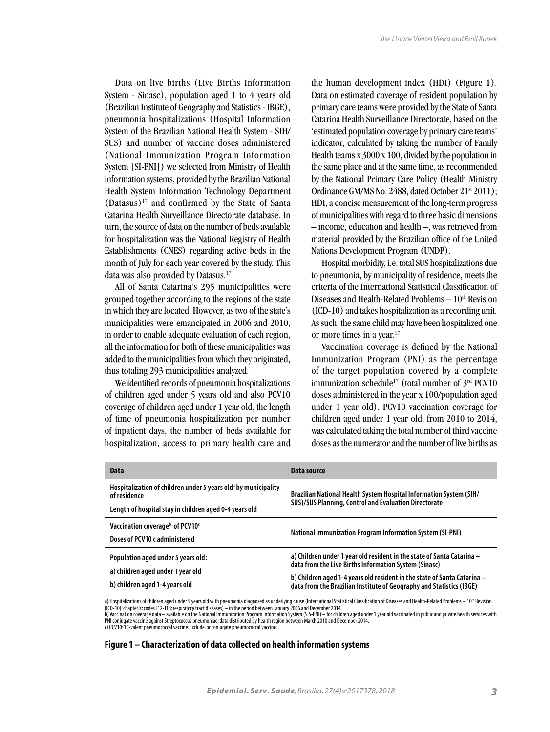Data on live births (Live Births Information System - Sinasc), population aged 1 to 4 years old (Brazilian Institute of Geography and Statistics - IBGE), pneumonia hospitalizations (Hospital Information System of the Brazilian National Health System - SIH/SUS) and number of vaccine doses administered (National Immunization Program Information System [SI-PNI]) we selected from Ministry of Health information systems, provided by the Brazilian National Health System Information Technology Department (Datasus)[17] and confirmed by the State of Santa Catarina Health Surveillance Directorate database. In turn, the source of data on the number of beds available for hospitalization was the National Registry of Health Establishments (CNES) regarding active beds in the month of July for each year covered by the study. This data was also provided by Datasus.[17]

All of Santa Catarina's 295 municipalities were grouped together according to the regions of the state in which they are located. However, as two of the state's municipalities were emancipated in 2006 and 2010, in order to enable adequate evaluation of each region, all the information for both of these municipalities was added to the municipalities from which they originated, thus totaling 293 municipalities analyzed.

We identified records of pneumonia hospitalizations of children aged under 5 years old and also PCV10 coverage of children aged under 1 year old, the length of time of pneumonia hospitalization per number of inpatient days, the number of beds available for hospitalization, access to primary health care and the human development index (HDI) (Figure 1). Data on estimated coverage of resident population by primary care teams were provided by the State of Santa Catarina Health Surveillance Directorate, based on the 'estimated population coverage by primary care teams' indicator, calculated by taking the number of Family Health teams x 3000 x 100, divided by the population in the same place and at the same time, as recommended by the National Primary Care Policy (Health Ministry Ordinance GM/MS No. 2488, dated October 21[st] 2011); HDI, a concise measurement of the long-term progress of municipalities with regard to three basic dimensions – income, education and health –, was retrieved from material provided by the Brazilian office of the United Nations Development Program (UNDP).

Hospital morbidity, i.e. total SUS hospitalizations due to pneumonia, by municipality of residence, meets the criteria of the International Statistical Classification of Diseases and Health-Related Problems – 10[th] Revision (ICD-10) and takes hospitalization as a recording unit. As such, the same child may have been hospitalized one or more times in a year.[17]

Vaccination coverage is defined by the National Immunization Program (PNI) as the percentage of the target population covered by a complete immunization schedule[17] (total number of 3[rd] PCV10 doses administered in the year x 100/population aged under 1 year old). PCV10 vaccination coverage for children aged under 1 year old, from 2010 to 2014, was calculated taking the total number of third vaccine doses as the numerator and the number of live births as

| Data | Data source |
|---|---|
| Hospitalization of children under 5 years old[a] by municipality of residence<br>Length of hospital stay in children aged 0-4 years old | Brazilian National Health System Hospital Information System (SIH/SUS)/SUS Planning, Control and Evaluation Directorate |
| Vaccination coverage[b] of PCV10[c]<br>Doses of PCV10 c administered | National Immunization Program Information System (SI-PNI) |
| Population aged under 5 years old:<br>a) children aged under 1 year old<br>b) children aged 1-4 years old | a) Children under 1 year old resident in the state of Santa Catarina – data from the Live Births Information System (Sinasc)<br>b) Children aged 1-4 years old resident in the state of Santa Catarina – data from the Brazilian Institute of Geography and Statistics (IBGE) |

a) Hospitalizations of children aged under 5 years old with pneumonia diagnosed as underlying cause (International Statistical Classification of Diseases and Health-Related Problems – 10[th] Revision [ICD-10]: chapter X; codes J12-J18; respiratory tract diseases) – in the period between January 2006 and December 2014.
b) Vaccination coverage data – available on the National Immunization Program Information System (SIS-PNI) – for children aged under 1 year old vaccinated in public and private health services with PNI conjugate vaccine against Streptococcus pneumoniae; data distributed by health region between March 2010 and December 2014.
c) PCV10: 10-valent pneumococcal vaccine. Exclude, or conjugate pneumococcal vaccine.

**Figure 1 – Characterization of data collected on health information systems**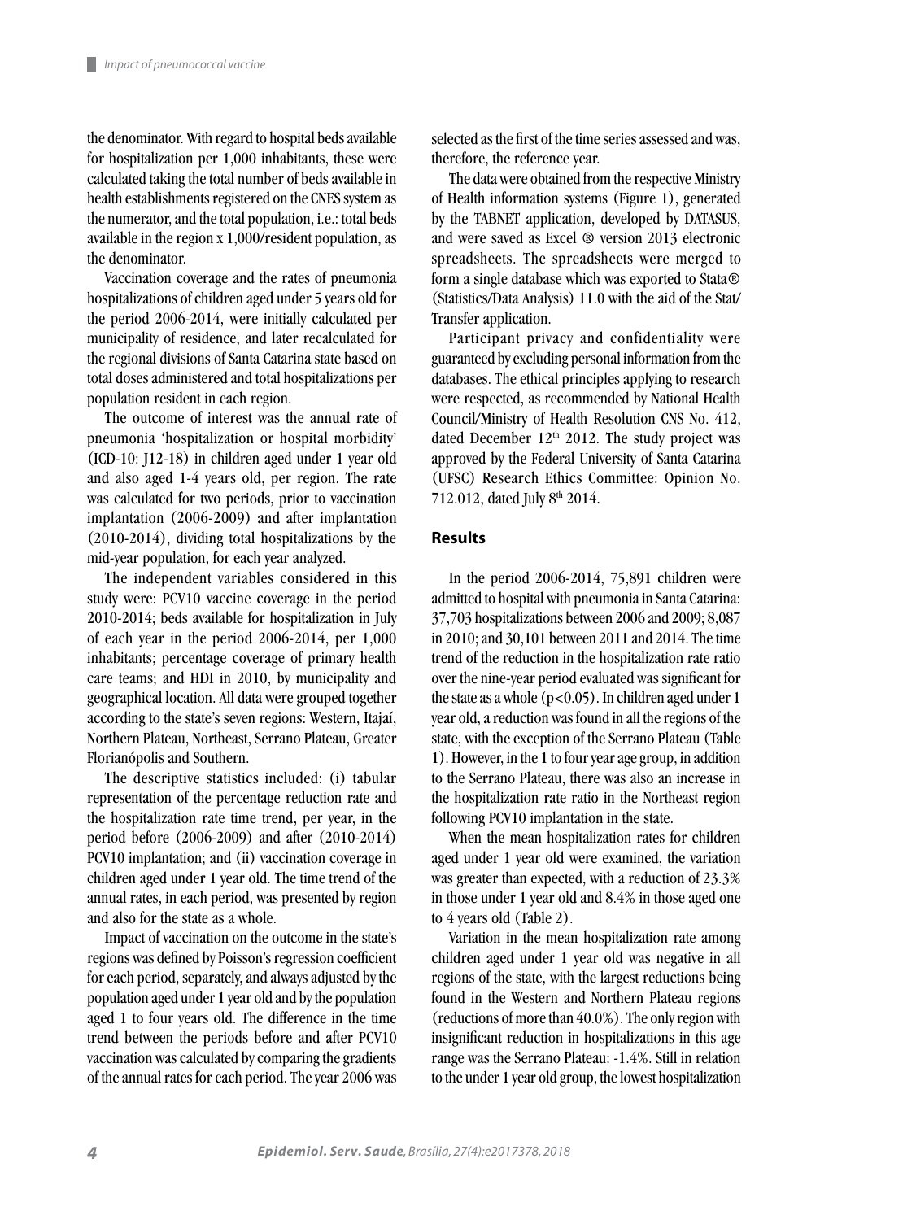the denominator. With regard to hospital beds available for hospitalization per 1,000 inhabitants, these were calculated taking the total number of beds available in health establishments registered on the CNES system as the numerator, and the total population, i.e.: total beds available in the region x 1,000/resident population, as the denominator.

Vaccination coverage and the rates of pneumonia hospitalizations of children aged under 5 years old for the period 2006-2014, were initially calculated per municipality of residence, and later recalculated for the regional divisions of Santa Catarina state based on total doses administered and total hospitalizations per population resident in each region.

The outcome of interest was the annual rate of pneumonia 'hospitalization or hospital morbidity' (ICD-10: J12-18) in children aged under 1 year old and also aged 1-4 years old, per region. The rate was calculated for two periods, prior to vaccination implantation (2006-2009) and after implantation (2010-2014), dividing total hospitalizations by the mid-year population, for each year analyzed.

The independent variables considered in this study were: PCV10 vaccine coverage in the period 2010-2014; beds available for hospitalization in July of each year in the period 2006-2014, per 1,000 inhabitants; percentage coverage of primary health care teams; and HDI in 2010, by municipality and geographical location. All data were grouped together according to the state's seven regions: Western, Itajaí, Northern Plateau, Northeast, Serrano Plateau, Greater Florianópolis and Southern.

The descriptive statistics included: (i) tabular representation of the percentage reduction rate and the hospitalization rate time trend, per year, in the period before (2006-2009) and after (2010-2014) PCV10 implantation; and (ii) vaccination coverage in children aged under 1 year old. The time trend of the annual rates, in each period, was presented by region and also for the state as a whole.

Impact of vaccination on the outcome in the state's regions was defined by Poisson's regression coefficient for each period, separately, and always adjusted by the population aged under 1 year old and by the population aged 1 to four years old. The difference in the time trend between the periods before and after PCV10 vaccination was calculated by comparing the gradients of the annual rates for each period. The year 2006 was selected as the first of the time series assessed and was, therefore, the reference year.

The data were obtained from the respective Ministry of Health information systems (Figure 1), generated by the TABNET application, developed by DATASUS, and were saved as Excel ® version 2013 electronic spreadsheets. The spreadsheets were merged to form a single database which was exported to Stata® (Statistics/Data Analysis) 11.0 with the aid of the Stat/Transfer application.

Participant privacy and confidentiality were guaranteed by excluding personal information from the databases. The ethical principles applying to research were respected, as recommended by National Health Council/Ministry of Health Resolution CNS No. 412, dated December 12th 2012. The study project was approved by the Federal University of Santa Catarina (UFSC) Research Ethics Committee: Opinion No. 712.012, dated July 8th 2014.

## Results

In the period 2006-2014, 75,891 children were admitted to hospital with pneumonia in Santa Catarina: 37,703 hospitalizations between 2006 and 2009; 8,087 in 2010; and 30,101 between 2011 and 2014. The time trend of the reduction in the hospitalization rate ratio over the nine-year period evaluated was significant for the state as a whole ($p<0.05$). In children aged under 1 year old, a reduction was found in all the regions of the state, with the exception of the Serrano Plateau (Table 1). However, in the 1 to four year age group, in addition to the Serrano Plateau, there was also an increase in the hospitalization rate ratio in the Northeast region following PCV10 implantation in the state.

When the mean hospitalization rates for children aged under 1 year old were examined, the variation was greater than expected, with a reduction of 23.3% in those under 1 year old and 8.4% in those aged one to 4 years old (Table 2).

Variation in the mean hospitalization rate among children aged under 1 year old was negative in all regions of the state, with the largest reductions being found in the Western and Northern Plateau regions (reductions of more than 40.0%). The only region with insignificant reduction in hospitalizations in this age range was the Serrano Plateau: -1.4%. Still in relation to the under 1 year old group, the lowest hospitalization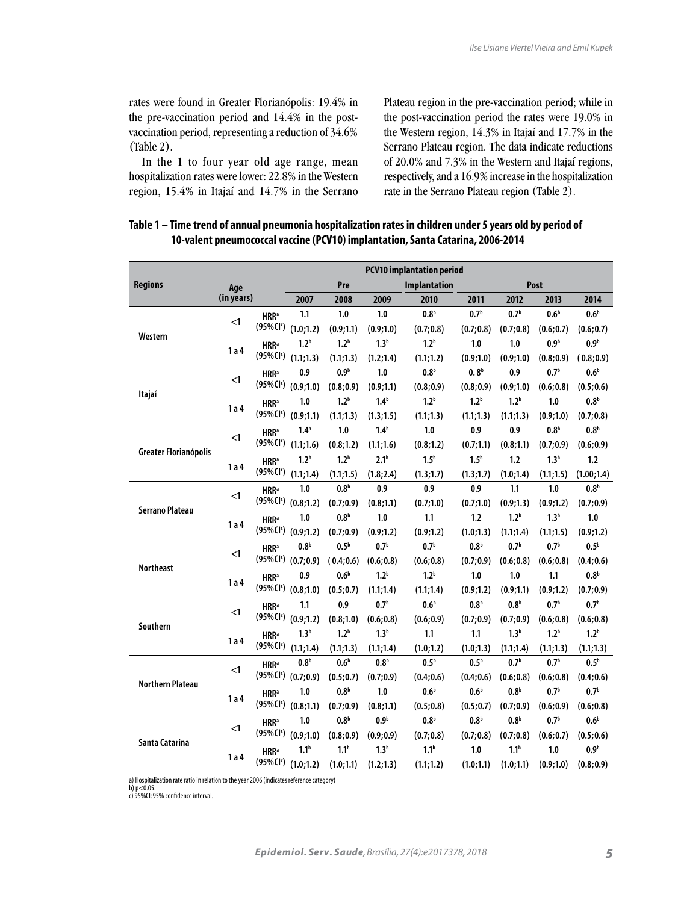rates were found in Greater Florianópolis: 19.4% in the pre-vaccination period and 14.4% in the post-vaccination period, representing a reduction of 34.6% (Table 2).

In the 1 to four year old age range, mean hospitalization rates were lower: 22.8% in the Western region, 15.4% in Itajaí and 14.7% in the Serrano Plateau region in the pre-vaccination period; while in the post-vaccination period the rates were 19.0% in the Western region, 14.3% in Itajaí and 17.7% in the Serrano Plateau region. The data indicate reductions of 20.0% and 7.3% in the Western and Itajaí regions, respectively, and a 16.9% increase in the hospitalization rate in the Serrano Plateau region (Table 2).

**Table 1 – Time trend of annual pneumonia hospitalization rates in children under 5 years old by period of 10-valent pneumococcal vaccine (PCV10) implantation, Santa Catarina, 2006-2014**

| Regions | Age (in years) | | PCV10 implantation period | | | | | | | |
|---|---|---|---|---|---|---|---|---|---|---|
| | | | Pre | | | Implantation | Post | | | |
| | | | 2007 | 2008 | 2009 | 2010 | 2011 | 2012 | 2013 | 2014 |
| Western | <1 | HRR[a] | 1.1 | 1.0 | 1.0 | 0.8[b] | 0.7[b] | 0.7[b] | 0.6[b] | 0.6[b] |
| | | (95%CI[c]) | (1.0;1.2) | (0.9;1.1) | (0.9;1.0) | (0.7;0.8) | (0.7;0.8) | (0.7;0.8) | (0.6;0.7) | (0.6;0.7) |
| | 1 a 4 | HRR[a] | 1.2[b] | 1.2[b] | 1.3[b] | 1.2[b] | 1.0 | 1.0 | 0.9[b] | 0.9[b] |
| | | (95%CI[c]) | (1.1;1.3) | (1.1;1.3) | (1.2;1.4) | (1.1;1.2) | (0.9;1.0) | (0.9;1.0) | (0.8;0.9) | ( 0.8;0.9) |
| Itajaí | <1 | HRR[a] | 0.9 | 0.9[b] | 1.0 | 0.8[b] | 0. 8[b] | 0.9 | 0.7[b] | 0.6[b] |
| | | (95%CI[c]) | (0.9;1.0) | (0.8;0.9) | (0.9;1.1) | (0.8;0.9) | (0.8;0.9) | (0.9;1.0) | (0.6;0.8) | (0.5;0.6) |
| | 1 a 4 | HRR[a] | 1.0 | 1.2[b] | 1.4[b] | 1.2[b] | 1.2[b] | 1.2[b] | 1.0 | 0.8[b] |
| | | (95%CI[c]) | (0.9;1.1) | (1.1;1.3) | (1.3;1.5) | (1.1;1.3) | (1.1;1.3) | (1.1;1.3) | (0.9;1.0) | (0.7;0.8) |
| Greater Florianópolis | <1 | HRR[a] | 1.4[b] | 1.0 | 1.4[b] | 1.0 | 0.9 | 0.9 | 0.8[b] | 0.8[b] |
| | | (95%CI[c]) | (1.1;1.6) | (0.8;1.2) | (1.1;1.6) | (0.8;1.2) | (0.7;1.1) | (0.8;1.1) | (0.7;0.9) | (0.6;0.9) |
| | 1 a 4 | HRR[a] | 1.2[b] | 1.2[b] | 2.1[b] | 1.5[b] | 1.5[b] | 1.2 | 1.3[b] | 1.2 |
| | | (95%CI[c]) | (1.1;1.4) | (1.1;1.5) | (1.8;2.4) | (1.3;1.7) | (1.3;1.7) | (1.0;1.4) | (1.1;1.5) | (1.00;1.4) |
| Serrano Plateau | <1 | HRR[a] | 1.0 | 0.8[b] | 0.9 | 0.9 | 0.9 | 1.1 | 1.0 | 0.8[b] |
| | | (95%CI[c]) | (0.8;1.2) | (0.7;0.9) | (0.8;1.1) | (0.7;1.0) | (0.7;1.0) | (0.9;1.3) | (0.9;1.2) | (0.7;0.9) |
| | 1 a 4 | HRR[a] | 1.0 | 0.8[b] | 1.0 | 1.1 | 1.2 | 1.2[b] | 1.3[b] | 1.0 |
| | | (95%CI[c]) | (0.9;1.2) | (0.7;0.9) | (0.9;1.2) | (0.9;1.2) | (1.0;1.3) | (1.1;1.4) | (1.1;1.5) | (0.9;1.2) |
| Northeast | <1 | HRR[a] | 0.8[b] | 0.5[b] | 0.7[b] | 0.7[b] | 0.8[b] | 0.7[b] | 0.7[b] | 0.5[b] |
| | | (95%CI[c]) | (0.7;0.9) | ( 0.4;0.6) | (0.6;0.8) | (0.6;0.8) | (0.7;0.9) | (0.6;0.8) | (0.6;0.8) | (0.4;0.6) |
| | 1 a 4 | HRR[a] | 0.9 | 0.6[b] | 1.2[b] | 1.2[b] | 1.0 | 1.0 | 1.1 | 0.8[b] |
| | | (95%CI[c]) | (0.8;1.0) | (0.5;0.7) | (1.1;1.4) | (1.1;1.4) | (0.9;1.2) | (0.9;1.1) | (0.9;1.2) | (0.7;0.9) |
| Southern | <1 | HRR[a] | 1.1 | 0.9 | 0.7[b] | 0.6[b] | 0.8[b] | 0.8[b] | 0.7[b] | 0.7[b] |
| | | (95%CI[c]) | (0.9;1.2) | (0.8;1.0) | (0.6;0.8) | (0.6;0.9) | (0.7;0.9) | (0.7;0.9) | (0.6;0.8) | (0.6;0.8) |
| | 1 a 4 | HRR[a] | 1.3[b] | 1.2[b] | 1.3[b] | 1.1 | 1.1 | 1.3[b] | 1.2[b] | 1.2[b] |
| | | (95%CI[c]) | (1.1;1.4) | (1.1;1.3) | (1.1;1.4) | (1.0;1.2) | (1.0;1.3) | (1.1;1.4) | (1.1;1.3) | (1.1;1.3) |
| Northern Plateau | <1 | HRR[a] | 0.8[b] | 0.6[b] | 0.8[b] | 0.5[b] | 0.5[b] | 0.7[b] | 0.7[b] | 0.5[b] |
| | | (95%CI[c]) | (0.7;0.9) | (0.5;0.7) | (0.7;0.9) | (0.4;0.6) | (0.4;0.6) | (0.6;0.8) | (0.6;0.8) | (0.4;0.6) |
| | 1 a 4 | HRR[a] | 1.0 | 0.8[b] | 1.0 | 0.6[b] | 0.6[b] | 0.8[b] | 0.7[b] | 0.7[b] |
| | | (95%CI[c]) | (0.8;1.1) | (0.7;0.9) | (0.8;1.1) | (0.5;0.8) | (0.5;0.7) | (0.7;0.9) | (0.6;0.9) | (0.6;0.8) |
| Santa Catarina | <1 | HRR[a] | 1.0 | 0.8[b] | 0.9[b] | 0.8[b] | 0.8[b] | 0.8[b] | 0.7[b] | 0.6[b] |
| | | (95%CI[c]) | (0.9;1.0) | (0.8;0.9) | (0.9;0.9) | (0.7;0.8) | (0.7;0.8) | (0.7;0.8) | (0.6;0.7) | (0.5;0.6) |
| | 1 a 4 | HRR[a] | 1.1[b] | 1.1[b] | 1.3[b] | 1.1[b] | 1.0 | 1.1[b] | 1.0 | 0.9[b] |
| | | (95%CI[c]) | (1.0;1.2) | (1.0;1.1) | (1.2;1.3) | (1.1;1.2) | (1.0;1.1) | (1.0;1.1) | (0.9;1.0) | (0.8;0.9) |

a) Hospitalization rate ratio in relation to the year 2006 (indicates reference category)
b) $p<0.05$.
c) 95%CI: 95% confidence interval.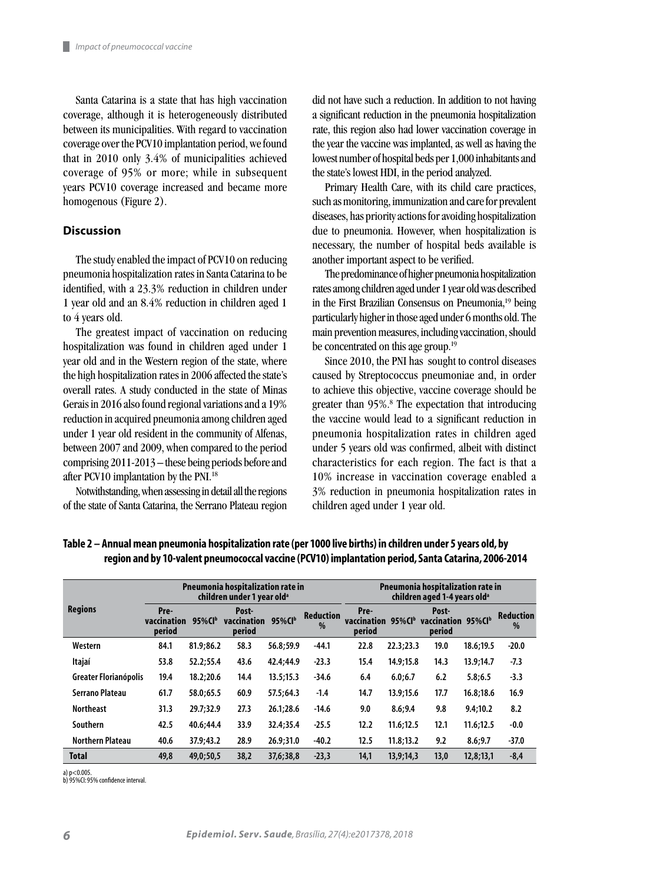Santa Catarina is a state that has high vaccination coverage, although it is heterogeneously distributed between its municipalities. With regard to vaccination coverage over the PCV10 implantation period, we found that in 2010 only 3.4% of municipalities achieved coverage of 95% or more; while in subsequent years PCV10 coverage increased and became more homogenous (Figure 2).

## Discussion

The study enabled the impact of PCV10 on reducing pneumonia hospitalization rates in Santa Catarina to be identified, with a 23.3% reduction in children under 1 year old and an 8.4% reduction in children aged 1 to 4 years old.

The greatest impact of vaccination on reducing hospitalization was found in children aged under 1 year old and in the Western region of the state, where the high hospitalization rates in 2006 affected the state's overall rates. A study conducted in the state of Minas Gerais in 2016 also found regional variations and a 19% reduction in acquired pneumonia among children aged under 1 year old resident in the community of Alfenas, between 2007 and 2009, when compared to the period comprising 2011-2013 – these being periods before and after PCV10 implantation by the PNI.[18]

Notwithstanding, when assessing in detail all the regions of the state of Santa Catarina, the Serrano Plateau region did not have such a reduction. In addition to not having a significant reduction in the pneumonia hospitalization rate, this region also had lower vaccination coverage in the year the vaccine was implanted, as well as having the lowest number of hospital beds per 1,000 inhabitants and the state's lowest HDI, in the period analyzed.

Primary Health Care, with its child care practices, such as monitoring, immunization and care for prevalent diseases, has priority actions for avoiding hospitalization due to pneumonia. However, when hospitalization is necessary, the number of hospital beds available is another important aspect to be verified.

The predominance of higher pneumonia hospitalization rates among children aged under 1 year old was described in the First Brazilian Consensus on Pneumonia,[19] being particularly higher in those aged under 6 months old. The main prevention measures, including vaccination, should be concentrated on this age group.[19]

Since 2010, the PNI has sought to control diseases caused by Streptococcus pneumoniae and, in order to achieve this objective, vaccine coverage should be greater than 95%.[8] The expectation that introducing the vaccine would lead to a significant reduction in pneumonia hospitalization rates in children aged under 5 years old was confirmed, albeit with distinct characteristics for each region. The fact is that a 10% increase in vaccination coverage enabled a 3% reduction in pneumonia hospitalization rates in children aged under 1 year old.

**Table 2 – Annual mean pneumonia hospitalization rate (per 1000 live births) in children under 5 years old, by region and by 10-valent pneumococcal vaccine (PCV10) implantation period, Santa Catarina, 2006-2014**

| Regions | Pneumonia hospitalization rate in children under 1 year old[a] | | | | | Pneumonia hospitalization rate in children aged 1-4 years old[a] | | | | |
|---|---|---|---|---|---|---|---|---|---|---|
| | Pre-vaccination period | 95%CI[b] | Post-vaccination period | 95%CI[b] | Reduction % | Pre-vaccination period | 95%CI[b] | Post-vaccination period | 95%CI[b] | Reduction % |
| Western | 84.1 | 81.9;86.2 | 58.3 | 56.8;59.9 | -44.1 | 22.8 | 22.3;23.3 | 19.0 | 18.6;19.5 | -20.0 |
| Itajaí | 53.8 | 52.2;55.4 | 43.6 | 42.4;44.9 | -23.3 | 15.4 | 14.9;15.8 | 14.3 | 13.9;14.7 | -7.3 |
| Greater Florianópolis | 19.4 | 18.2;20.6 | 14.4 | 13.5;15.3 | -34.6 | 6.4 | 6.0;6.7 | 6.2 | 5.8;6.5 | -3.3 |
| Serrano Plateau | 61.7 | 58.0;65.5 | 60.9 | 57.5;64.3 | -1.4 | 14.7 | 13.9;15.6 | 17.7 | 16.8;18.6 | 16.9 |
| Northeast | 31.3 | 29.7;32.9 | 27.3 | 26.1;28.6 | -14.6 | 9.0 | 8.6;9.4 | 9.8 | 9.4;10.2 | 8.2 |
| Southern | 42.5 | 40.6;44.4 | 33.9 | 32.4;35.4 | -25.5 | 12.2 | 11.6;12.5 | 12.1 | 11.6;12.5 | -0.0 |
| Northern Plateau | 40.6 | 37.9;43.2 | 28.9 | 26.9;31.0 | -40.2 | 12.5 | 11.8;13.2 | 9.2 | 8.6;9.7 | -37.0 |
| **Total** | 49,8 | 49,0;50,5 | 38,2 | 37,6;38,8 | -23,3 | 14,1 | 13,9;14,3 | 13,0 | 12,8;13,1 | -8,4 |

a) $p<0.005$.
b) 95%CI: 95% confidence interval.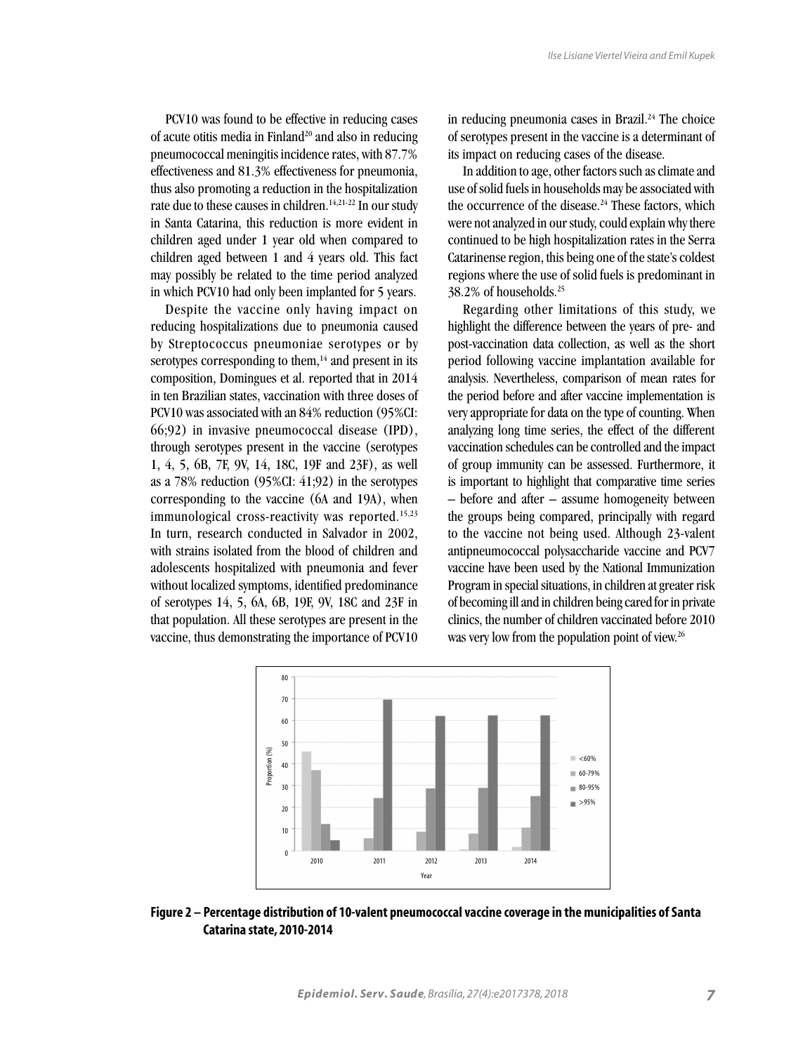PCV10 was found to be effective in reducing cases of acute otitis media in Finland[20] and also in reducing pneumococcal meningitis incidence rates, with 87.7% effectiveness and 81.3% effectiveness for pneumonia, thus also promoting a reduction in the hospitalization rate due to these causes in children.[14,21-22] In our study in Santa Catarina, this reduction is more evident in children aged under 1 year old when compared to children aged between 1 and 4 years old. This fact may possibly be related to the time period analyzed in which PCV10 had only been implanted for 5 years.

Despite the vaccine only having impact on reducing hospitalizations due to pneumonia caused by Streptococcus pneumoniae serotypes or by serotypes corresponding to them,[14] and present in its composition, Domingues et al. reported that in 2014 in ten Brazilian states, vaccination with three doses of PCV10 was associated with an 84% reduction (95%CI: 66;92) in invasive pneumococcal disease (IPD), through serotypes present in the vaccine (serotypes 1, 4, 5, 6B, 7F, 9V, 14, 18C, 19F and 23F), as well as a 78% reduction (95%CI: 41;92) in the serotypes corresponding to the vaccine (6A and 19A), when immunological cross-reactivity was reported.[15,23] In turn, research conducted in Salvador in 2002, with strains isolated from the blood of children and adolescents hospitalized with pneumonia and fever without localized symptoms, identified predominance of serotypes 14, 5, 6A, 6B, 19F, 9V, 18C and 23F in that population. All these serotypes are present in the vaccine, thus demonstrating the importance of PCV10 in reducing pneumonia cases in Brazil.[24] The choice of serotypes present in the vaccine is a determinant of its impact on reducing cases of the disease.

In addition to age, other factors such as climate and use of solid fuels in households may be associated with the occurrence of the disease.[24] These factors, which were not analyzed in our study, could explain why there continued to be high hospitalization rates in the Serra Catarinense region, this being one of the state's coldest regions where the use of solid fuels is predominant in 38.2% of households.[25]

Regarding other limitations of this study, we highlight the difference between the years of pre- and post-vaccination data collection, as well as the short period following vaccine implantation available for analysis. Nevertheless, comparison of mean rates for the period before and after vaccine implementation is very appropriate for data on the type of counting. When analyzing long time series, the effect of the different vaccination schedules can be controlled and the impact of group immunity can be assessed. Furthermore, it is important to highlight that comparative time series – before and after – assume homogeneity between the groups being compared, principally with regard to the vaccine not being used. Although 23-valent antipneumococcal polysaccharide vaccine and PCV7 vaccine have been used by the National Immunization Program in special situations, in children at greater risk of becoming ill and in children being cared for in private clinics, the number of children vaccinated before 2010 was very low from the population point of view.[26]

**Figure 2 – Percentage distribution of 10-valent pneumococcal vaccine coverage in the municipalities of Santa Catarina state, 2010-2014**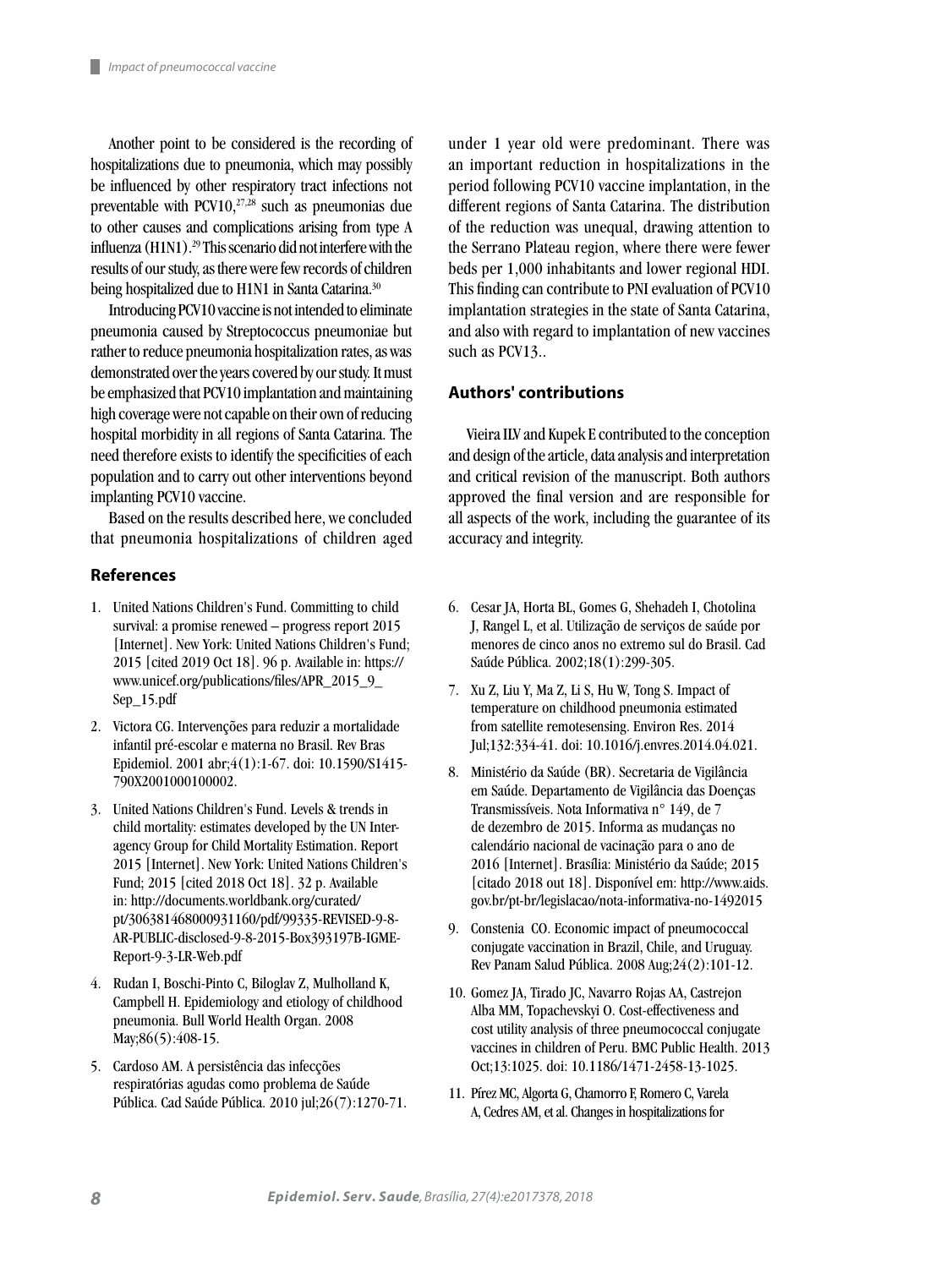Another point to be considered is the recording of hospitalizations due to pneumonia, which may possibly be influenced by other respiratory tract infections not preventable with PCV10,[27,28] such as pneumonias due to other causes and complications arising from type A influenza (H1N1).[29] This scenario did not interfere with the results of our study, as there were few records of children being hospitalized due to H1N1 in Santa Catarina.[30]

Introducing PCV10 vaccine is not intended to eliminate pneumonia caused by Streptococcus pneumoniae but rather to reduce pneumonia hospitalization rates, as was demonstrated over the years covered by our study. It must be emphasized that PCV10 implantation and maintaining high coverage were not capable on their own of reducing hospital morbidity in all regions of Santa Catarina. The need therefore exists to identify the specificities of each population and to carry out other interventions beyond implanting PCV10 vaccine.

Based on the results described here, we concluded that pneumonia hospitalizations of children aged under 1 year old were predominant. There was an important reduction in hospitalizations in the period following PCV10 vaccine implantation, in the different regions of Santa Catarina. The distribution of the reduction was unequal, drawing attention to the Serrano Plateau region, where there were fewer beds per 1,000 inhabitants and lower regional HDI. This finding can contribute to PNI evaluation of PCV10 implantation strategies in the state of Santa Catarina, and also with regard to implantation of new vaccines such as PCV13..

## Authors' contributions

Vieira ILV and Kupek E contributed to the conception and design of the article, data analysis and interpretation and critical revision of the manuscript. Both authors approved the final version and are responsible for all aspects of the work, including the guarantee of its accuracy and integrity.

## References

1. United Nations Children's Fund. Committing to child survival: a promise renewed – progress report 2015 [Internet]. New York: United Nations Children's Fund; 2015 [cited 2019 Oct 18]. 96 p. Available in: https://www.unicef.org/publications/files/APR_2015_9_Sep_15.pdf
2. Victora CG. Intervenções para reduzir a mortalidade infantil pré-escolar e materna no Brasil. Rev Bras Epidemiol. 2001 abr;4(1):1-67. doi: 10.1590/S1415-790X2001000100002.
3. United Nations Children's Fund. Levels & trends in child mortality: estimates developed by the UN Inter-agency Group for Child Mortality Estimation. Report 2015 [Internet]. New York: United Nations Children's Fund; 2015 [cited 2018 Oct 18]. 32 p. Available in: http://documents.worldbank.org/curated/pt/306381468000931160/pdf/99335-REVISED-9-8-AR-PUBLIC-disclosed-9-8-2015-Box393197B-IGME-Report-9-3-LR-Web.pdf
4. Rudan I, Boschi-Pinto C, Biloglav Z, Mulholland K, Campbell H. Epidemiology and etiology of childhood pneumonia. Bull World Health Organ. 2008 May;86(5):408-15.
5. Cardoso AM. A persistência das infecções respiratórias agudas como problema de Saúde Pública. Cad Saúde Pública. 2010 jul;26(7):1270-71.
6. Cesar JA, Horta BL, Gomes G, Shehadeh I, Chotolina J, Rangel L, et al. Utilização de serviços de saúde por menores de cinco anos no extremo sul do Brasil. Cad Saúde Pública. 2002;18(1):299-305.
7. Xu Z, Liu Y, Ma Z, Li S, Hu W, Tong S. Impact of temperature on childhood pneumonia estimated from satellite remotesensing. Environ Res. 2014 Jul;132:334-41. doi: 10.1016/j.envres.2014.04.021.
8. Ministério da Saúde (BR). Secretaria de Vigilância em Saúde. Departamento de Vigilância das Doenças Transmissíveis. Nota Informativa n° 149, de 7 de dezembro de 2015. Informa as mudanças no calendário nacional de vacinação para o ano de 2016 [Internet]. Brasília: Ministério da Saúde; 2015 [citado 2018 out 18]. Disponível em: http://www.aids.gov.br/pt-br/legislacao/nota-informativa-no-1492015
9. Constenia CO. Economic impact of pneumococcal conjugate vaccination in Brazil, Chile, and Uruguay. Rev Panam Salud Pública. 2008 Aug;24(2):101-12.
10. Gomez JA, Tirado JC, Navarro Rojas AA, Castrejon Alba MM, Topachevskyi O. Cost-effectiveness and cost utility analysis of three pneumococcal conjugate vaccines in children of Peru. BMC Public Health. 2013 Oct;13:1025. doi: 10.1186/1471-2458-13-1025.
11. Pírez MC, Algorta G, Chamorro F, Romero C, Varela A, Cedres AM, et al. Changes in hospitalizations for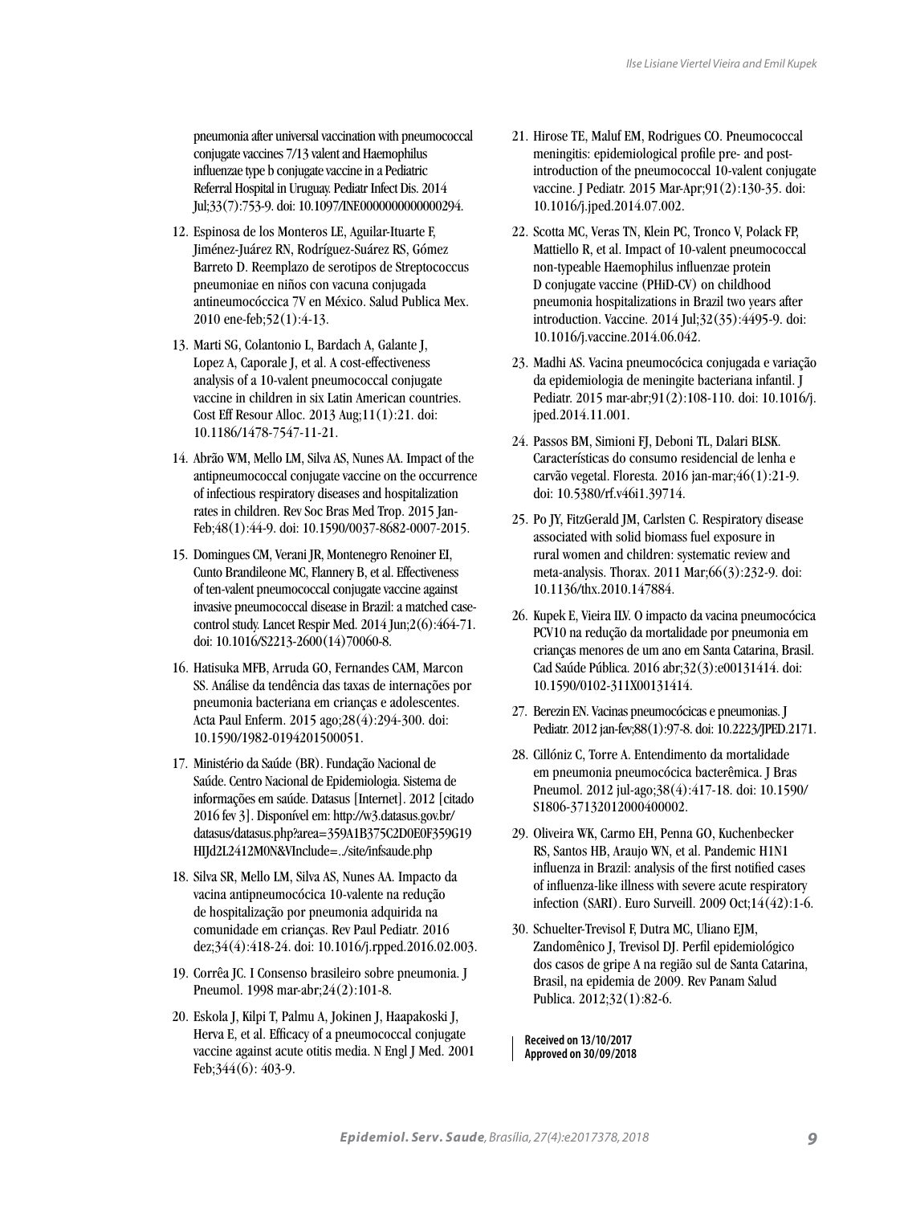pneumonia after universal vaccination with pneumococcal conjugate vaccines 7/13 valent and Haemophilus influenzae type b conjugate vaccine in a Pediatric Referral Hospital in Uruguay. Pediatr Infect Dis. 2014 Jul;33(7):753-9. doi: 10.1097/INF.0000000000000294.

12. Espinosa de los Monteros LE, Aguilar-Ituarte F, Jiménez-Juárez RN, Rodríguez-Suárez RS, Gómez Barreto D. Reemplazo de serotipos de Streptococcus pneumoniae en niños con vacuna conjugada antineumocóccica 7V en México. Salud Publica Mex. 2010 ene-feb;52(1):4-13.

13. Marti SG, Colantonio L, Bardach A, Galante J, Lopez A, Caporale J, et al. A cost-effectiveness analysis of a 10-valent pneumococcal conjugate vaccine in children in six Latin American countries. Cost Eff Resour Alloc. 2013 Aug;11(1):21. doi: 10.1186/1478-7547-11-21.

14. Abrão WM, Mello LM, Silva AS, Nunes AA. Impact of the antipneumococcal conjugate vaccine on the occurrence of infectious respiratory diseases and hospitalization rates in children. Rev Soc Bras Med Trop. 2015 Jan-Feb;48(1):44-9. doi: 10.1590/0037-8682-0007-2015.

15. Domingues CM, Verani JR, Montenegro Renoiner EI, Cunto Brandileone MC, Flannery B, et al. Effectiveness of ten-valent pneumococcal conjugate vaccine against invasive pneumococcal disease in Brazil: a matched case-control study. Lancet Respir Med. 2014 Jun;2(6):464-71. doi: 10.1016/S2213-2600(14)70060-8.

16. Hatisuka MFB, Arruda GO, Fernandes CAM, Marcon SS. Análise da tendência das taxas de internações por pneumonia bacteriana em crianças e adolescentes. Acta Paul Enferm. 2015 ago;28(4):294-300. doi: 10.1590/1982-0194201500051.

17. Ministério da Saúde (BR). Fundação Nacional de Saúde. Centro Nacional de Epidemiologia. Sistema de informações em saúde. Datasus [Internet]. 2012 [citado 2016 fev 3]. Disponível em: http://w3.datasus.gov.br/datasus/datasus.php?area=359A1B375C2D0E0F359G19HIJd2L2412M0N&VInclude=../site/infsaude.php

18. Silva SR, Mello LM, Silva AS, Nunes AA. Impacto da vacina antipneumocócica 10-valente na redução de hospitalização por pneumonia adquirida na comunidade em crianças. Rev Paul Pediatr. 2016 dez;34(4):418-24. doi: 10.1016/j.rpped.2016.02.003.

19. Corrêa JC. I Consenso brasileiro sobre pneumonia. J Pneumol. 1998 mar-abr;24(2):101-8.

20. Eskola J, Kilpi T, Palmu A, Jokinen J, Haapakoski J, Herva E, et al. Efficacy of a pneumococcal conjugate vaccine against acute otitis media. N Engl J Med. 2001 Feb;344(6): 403-9.

21. Hirose TE, Maluf EM, Rodrigues CO. Pneumococcal meningitis: epidemiological profile pre- and post-introduction of the pneumococcal 10-valent conjugate vaccine. J Pediatr. 2015 Mar-Apr;91(2):130-35. doi: 10.1016/j.jped.2014.07.002.

22. Scotta MC, Veras TN, Klein PC, Tronco V, Polack FP, Mattiello R, et al. Impact of 10-valent pneumococcal non-typeable Haemophilus influenzae protein D conjugate vaccine (PHiD-CV) on childhood pneumonia hospitalizations in Brazil two years after introduction. Vaccine. 2014 Jul;32(35):4495-9. doi: 10.1016/j.vaccine.2014.06.042.

23. Madhi AS. Vacina pneumocócica conjugada e variação da epidemiologia de meningite bacteriana infantil. J Pediatr. 2015 mar-abr;91(2):108-110. doi: 10.1016/j.jped.2014.11.001.

24. Passos BM, Simioni FJ, Deboni TL, Dalari BLSK. Características do consumo residencial de lenha e carvão vegetal. Floresta. 2016 jan-mar;46(1):21-9. doi: 10.5380/rf.v46i1.39714.

25. Po JY, FitzGerald JM, Carlsten C. Respiratory disease associated with solid biomass fuel exposure in rural women and children: systematic review and meta-analysis. Thorax. 2011 Mar;66(3):232-9. doi: 10.1136/thx.2010.147884.

26. Kupek E, Vieira ILV. O impacto da vacina pneumocócica PCV10 na redução da mortalidade por pneumonia em crianças menores de um ano em Santa Catarina, Brasil. Cad Saúde Pública. 2016 abr;32(3):e00131414. doi: 10.1590/0102-311X00131414.

27. Berezin EN. Vacinas pneumocócicas e pneumonias. J Pediatr. 2012 jan-fev;88(1):97-8. doi: 10.2223/JPED.2171.

28. Cillóniz C, Torre A. Entendimento da mortalidade em pneumonia pneumocócica bacterêmica. J Bras Pneumol. 2012 jul-ago;38(4):417-18. doi: 10.1590/S1806-37132012000400002.

29. Oliveira WK, Carmo EH, Penna GO, Kuchenbecker RS, Santos HB, Araujo WN, et al. Pandemic H1N1 influenza in Brazil: analysis of the first notified cases of influenza-like illness with severe acute respiratory infection (SARI). Euro Surveill. 2009 Oct;14(42):1-6.

30. Schuelter-Trevisol F, Dutra MC, Uliano EJM, Zandomênico J, Trevisol DJ. Perfil epidemiológico dos casos de gripe A na região sul de Santa Catarina, Brasil, na epidemia de 2009. Rev Panam Salud Publica. 2012;32(1):82-6.

**Received on 13/10/2017**
**Approved on 30/09/2018**